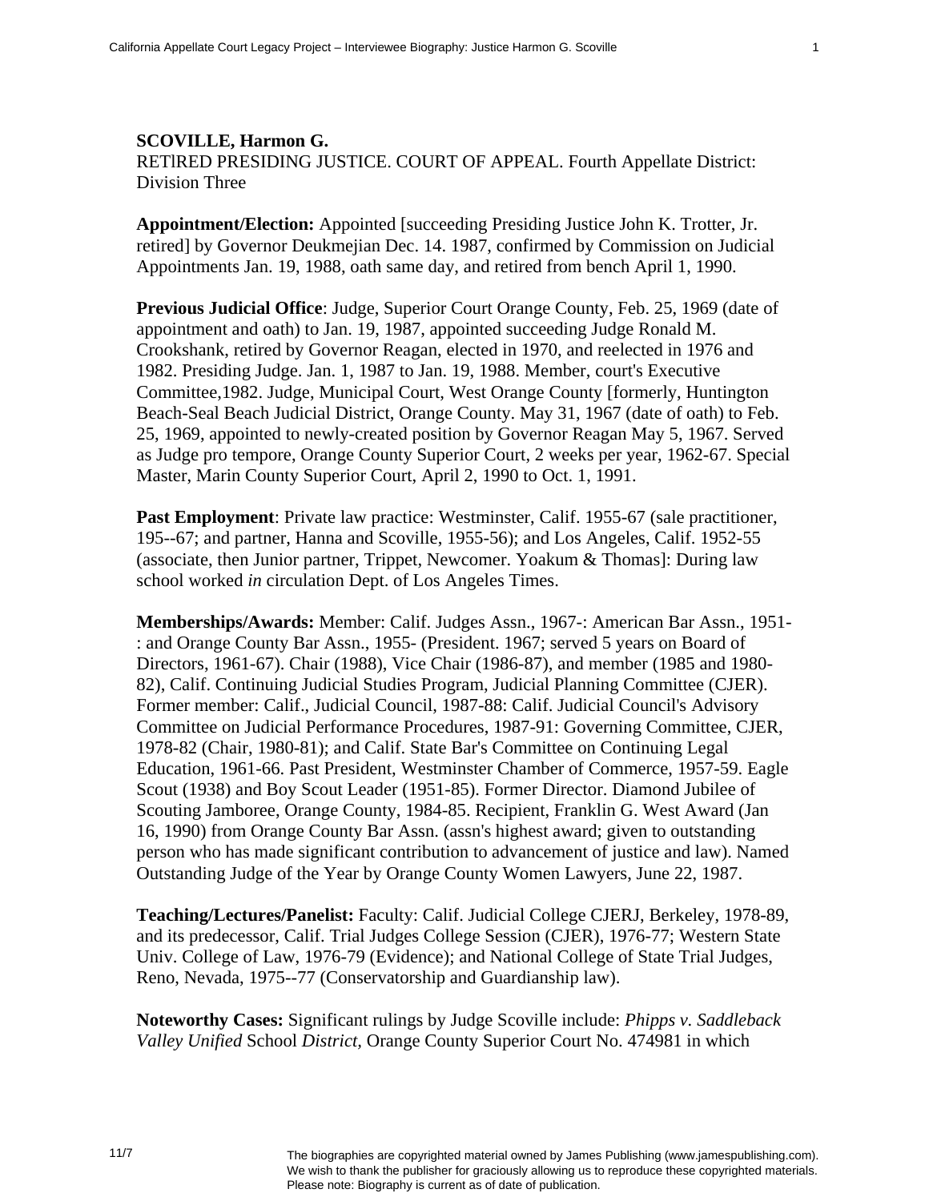**SCOVILLE, Harmon G.**
RETlRED PRESIDING JUSTICE. COURT OF APPEAL. Fourth Appellate District: Division Three

**Appointment/Election:** Appointed [succeeding Presiding Justice John K. Trotter, Jr. retired] by Governor Deukmejian Dec. 14. 1987, confirmed by Commission on Judicial Appointments Jan. 19, 1988, oath same day, and retired from bench April 1, 1990.

**Previous Judicial Office**: Judge, Superior Court Orange County, Feb. 25, 1969 (date of appointment and oath) to Jan. 19, 1987, appointed succeeding Judge Ronald M. Crookshank, retired by Governor Reagan, elected in 1970, and reelected in 1976 and 1982. Presiding Judge. Jan. 1, 1987 to Jan. 19, 1988. Member, court's Executive Committee,1982. Judge, Municipal Court, West Orange County [formerly, Huntington Beach-Seal Beach Judicial District, Orange County. May 31, 1967 (date of oath) to Feb. 25, 1969, appointed to newly-created position by Governor Reagan May 5, 1967. Served as Judge pro tempore, Orange County Superior Court, 2 weeks per year, 1962-67. Special Master, Marin County Superior Court, April 2, 1990 to Oct. 1, 1991.

**Past Employment**: Private law practice: Westminster, Calif. 1955-67 (sale practitioner, 195--67; and partner, Hanna and Scoville, 1955-56); and Los Angeles, Calif. 1952-55 (associate, then Junior partner, Trippet, Newcomer. Yoakum & Thomas]: During law school worked *in* circulation Dept. of Los Angeles Times.

**Memberships/Awards:** Member: Calif. Judges Assn., 1967-: American Bar Assn., 1951-: and Orange County Bar Assn., 1955- (President. 1967; served 5 years on Board of Directors, 1961-67). Chair (1988), Vice Chair (1986-87), and member (1985 and 1980-82), Calif. Continuing Judicial Studies Program, Judicial Planning Committee (CJER). Former member: Calif., Judicial Council, 1987-88: Calif. Judicial Council's Advisory Committee on Judicial Performance Procedures, 1987-91: Governing Committee, CJER, 1978-82 (Chair, 1980-81); and Calif. State Bar's Committee on Continuing Legal Education, 1961-66. Past President, Westminster Chamber of Commerce, 1957-59. Eagle Scout (1938) and Boy Scout Leader (1951-85). Former Director. Diamond Jubilee of Scouting Jamboree, Orange County, 1984-85. Recipient, Franklin G. West Award (Jan 16, 1990) from Orange County Bar Assn. (assn's highest award; given to outstanding person who has made significant contribution to advancement of justice and law). Named Outstanding Judge of the Year by Orange County Women Lawyers, June 22, 1987.

**Teaching/Lectures/Panelist:** Faculty: Calif. Judicial College CJERJ, Berkeley, 1978-89, and its predecessor, Calif. Trial Judges College Session (CJER), 1976-77; Western State Univ. College of Law, 1976-79 (Evidence); and National College of State Trial Judges, Reno, Nevada, 1975--77 (Conservatorship and Guardianship law).

**Noteworthy Cases:** Significant rulings by Judge Scoville include: *Phipps v. Saddleback Valley Unified* School *District,* Orange County Superior Court No. 474981 in which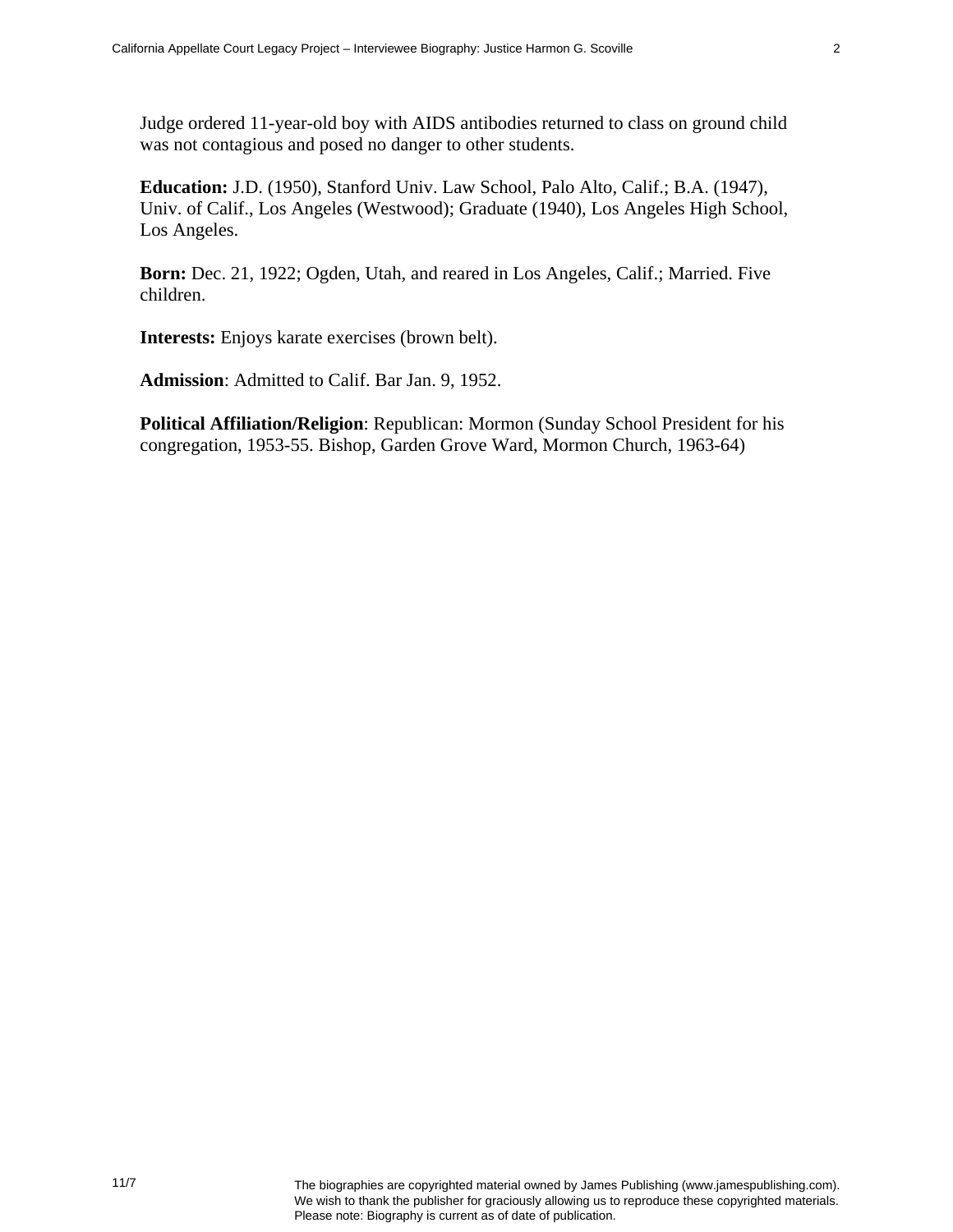Judge ordered 11-year-old boy with AIDS antibodies returned to class on ground child was not contagious and posed no danger to other students.

**Education:** J.D. (1950), Stanford Univ. Law School, Palo Alto, Calif.; B.A. (1947), Univ. of Calif., Los Angeles (Westwood); Graduate (1940), Los Angeles High School, Los Angeles.

**Born:** Dec. 21, 1922; Ogden, Utah, and reared in Los Angeles, Calif.; Married. Five children.

**Interests:** Enjoys karate exercises (brown belt).

**Admission**: Admitted to Calif. Bar Jan. 9, 1952.

**Political Affiliation/Religion**: Republican: Mormon (Sunday School President for his congregation, 1953-55. Bishop, Garden Grove Ward, Mormon Church, 1963-64)

11/7

The biographies are copyrighted material owned by James Publishing (www.jamespublishing.com). We wish to thank the publisher for graciously allowing us to reproduce these copyrighted materials. Please note: Biography is current as of date of publication.